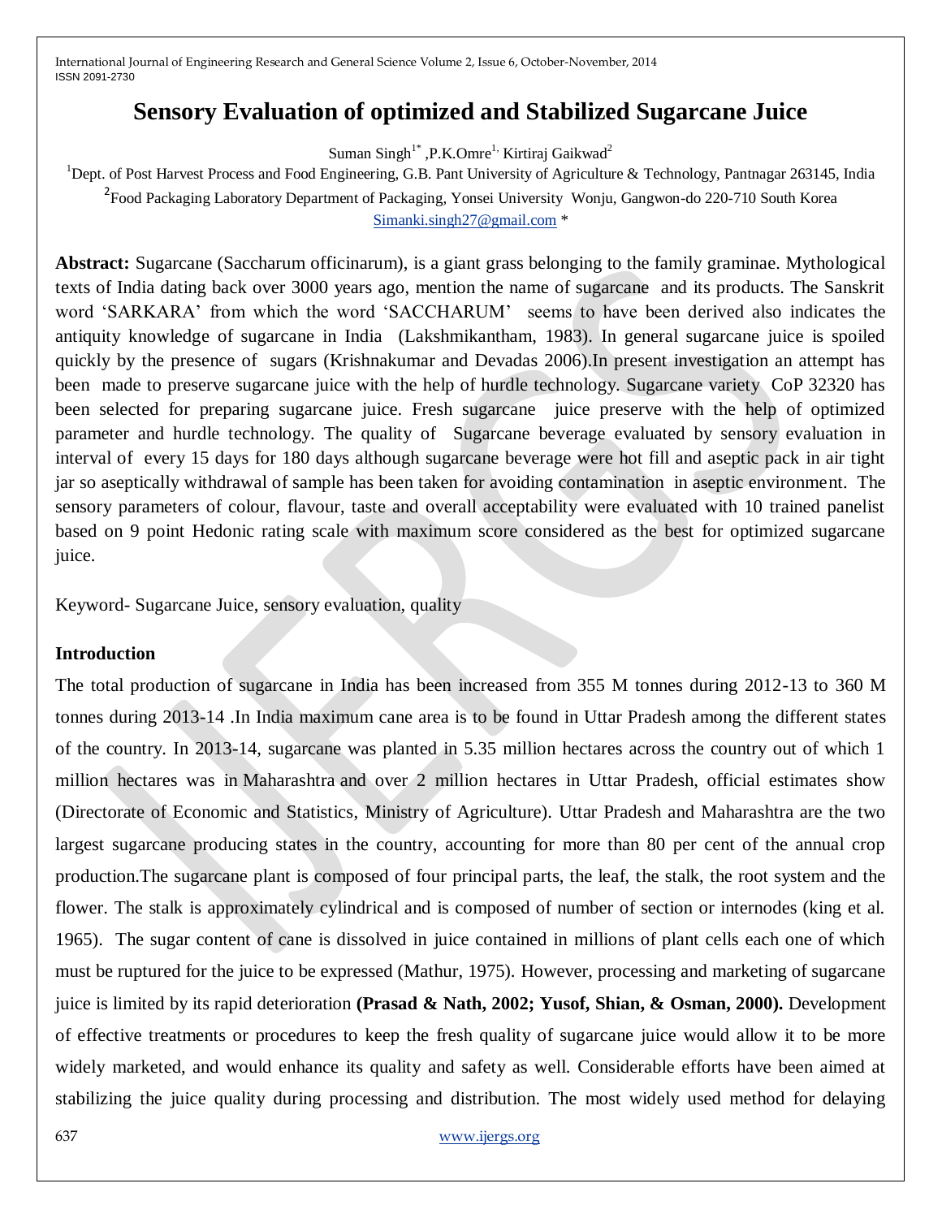# Sensory Evaluation of optimized and Stabilized Sugarcane Juice

Suman Singh[1*] ,P.K.Omre[1,] Kirtiraj Gaikwad[2]

[1]Dept. of Post Harvest Process and Food Engineering, G.B. Pant University of Agriculture & Technology, Pantnagar 263145, India

[2]Food Packaging Laboratory Department of Packaging, Yonsei University Wonju, Gangwon-do 220-710 South Korea

Simanki.singh27@gmail.com *

**Abstract:** Sugarcane (Saccharum officinarum), is a giant grass belonging to the family graminae. Mythological texts of India dating back over 3000 years ago, mention the name of sugarcane and its products. The Sanskrit word 'SARKARA' from which the word 'SACCHARUM' seems to have been derived also indicates the antiquity knowledge of sugarcane in India (Lakshmikantham, 1983). In general sugarcane juice is spoiled quickly by the presence of sugars (Krishnakumar and Devadas 2006).In present investigation an attempt has been made to preserve sugarcane juice with the help of hurdle technology. Sugarcane variety CoP 32320 has been selected for preparing sugarcane juice. Fresh sugarcane juice preserve with the help of optimized parameter and hurdle technology. The quality of Sugarcane beverage evaluated by sensory evaluation in interval of every 15 days for 180 days although sugarcane beverage were hot fill and aseptic pack in air tight jar so aseptically withdrawal of sample has been taken for avoiding contamination in aseptic environment. The sensory parameters of colour, flavour, taste and overall acceptability were evaluated with 10 trained panelist based on 9 point Hedonic rating scale with maximum score considered as the best for optimized sugarcane juice.

Keyword- Sugarcane Juice, sensory evaluation, quality

## Introduction

The total production of sugarcane in India has been increased from 355 M tonnes during 2012-13 to 360 M tonnes during 2013-14 .In India maximum cane area is to be found in Uttar Pradesh among the different states of the country. In 2013-14, sugarcane was planted in 5.35 million hectares across the country out of which 1 million hectares was in Maharashtra and over 2 million hectares in Uttar Pradesh, official estimates show (Directorate of Economic and Statistics, Ministry of Agriculture). Uttar Pradesh and Maharashtra are the two largest sugarcane producing states in the country, accounting for more than 80 per cent of the annual crop production.The sugarcane plant is composed of four principal parts, the leaf, the stalk, the root system and the flower. The stalk is approximately cylindrical and is composed of number of section or internodes (king et al. 1965). The sugar content of cane is dissolved in juice contained in millions of plant cells each one of which must be ruptured for the juice to be expressed (Mathur, 1975). However, processing and marketing of sugarcane juice is limited by its rapid deterioration **(Prasad & Nath, 2002; Yusof, Shian, & Osman, 2000).** Development of effective treatments or procedures to keep the fresh quality of sugarcane juice would allow it to be more widely marketed, and would enhance its quality and safety as well. Considerable efforts have been aimed at stabilizing the juice quality during processing and distribution. The most widely used method for delaying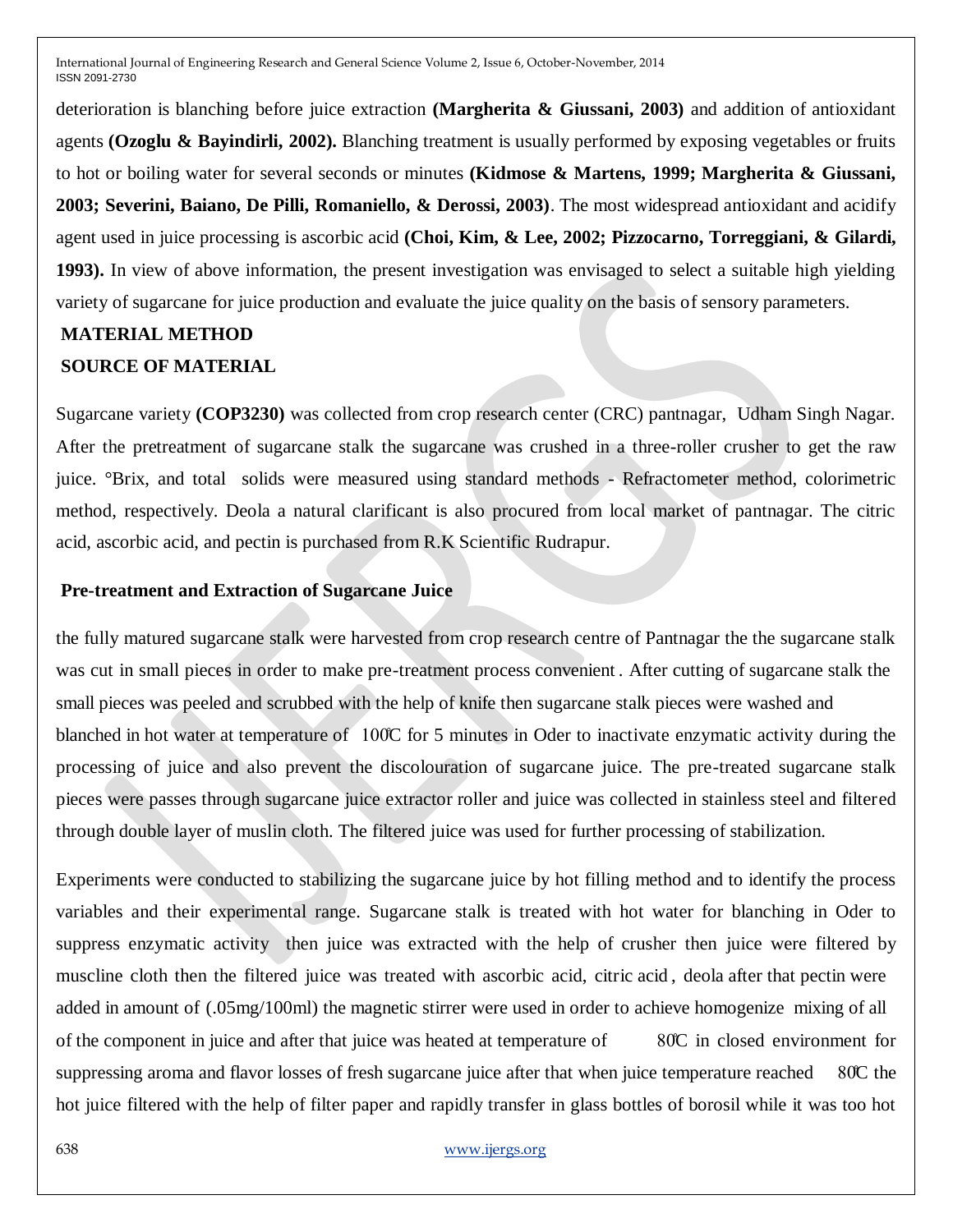deterioration is blanching before juice extraction **(Margherita & Giussani, 2003)** and addition of antioxidant agents **(Ozoglu & Bayindirli, 2002).** Blanching treatment is usually performed by exposing vegetables or fruits to hot or boiling water for several seconds or minutes **(Kidmose & Martens, 1999; Margherita & Giussani, 2003; Severini, Baiano, De Pilli, Romaniello, & Derossi, 2003)**. The most widespread antioxidant and acidify agent used in juice processing is ascorbic acid **(Choi, Kim, & Lee, 2002; Pizzocarno, Torreggiani, & Gilardi, 1993).** In view of above information, the present investigation was envisaged to select a suitable high yielding variety of sugarcane for juice production and evaluate the juice quality on the basis of sensory parameters.

## MATERIAL METHOD

## SOURCE OF MATERIAL

Sugarcane variety **(COP3230)** was collected from crop research center (CRC) pantnagar, Udham Singh Nagar. After the pretreatment of sugarcane stalk the sugarcane was crushed in a three-roller crusher to get the raw juice. °Brix, and total solids were measured using standard methods - Refractometer method, colorimetric method, respectively. Deola a natural clarificant is also procured from local market of pantnagar. The citric acid, ascorbic acid, and pectin is purchased from R.K Scientific Rudrapur.

### Pre-treatment and Extraction of Sugarcane Juice

the fully matured sugarcane stalk were harvested from crop research centre of Pantnagar the the sugarcane stalk was cut in small pieces in order to make pre-treatment process convenient . After cutting of sugarcane stalk the small pieces was peeled and scrubbed with the help of knife then sugarcane stalk pieces were washed and blanched in hot water at temperature of 100℃ for 5 minutes in Oder to inactivate enzymatic activity during the processing of juice and also prevent the discolouration of sugarcane juice. The pre-treated sugarcane stalk pieces were passes through sugarcane juice extractor roller and juice was collected in stainless steel and filtered through double layer of muslin cloth. The filtered juice was used for further processing of stabilization.

Experiments were conducted to stabilizing the sugarcane juice by hot filling method and to identify the process variables and their experimental range. Sugarcane stalk is treated with hot water for blanching in Oder to suppress enzymatic activity then juice was extracted with the help of crusher then juice were filtered by muscline cloth then the filtered juice was treated with ascorbic acid, citric acid , deola after that pectin were added in amount of (.05mg/100ml) the magnetic stirrer were used in order to achieve homogenize mixing of all of the component in juice and after that juice was heated at temperature of 80℃ in closed environment for suppressing aroma and flavor losses of fresh sugarcane juice after that when juice temperature reached 80℃ the hot juice filtered with the help of filter paper and rapidly transfer in glass bottles of borosil while it was too hot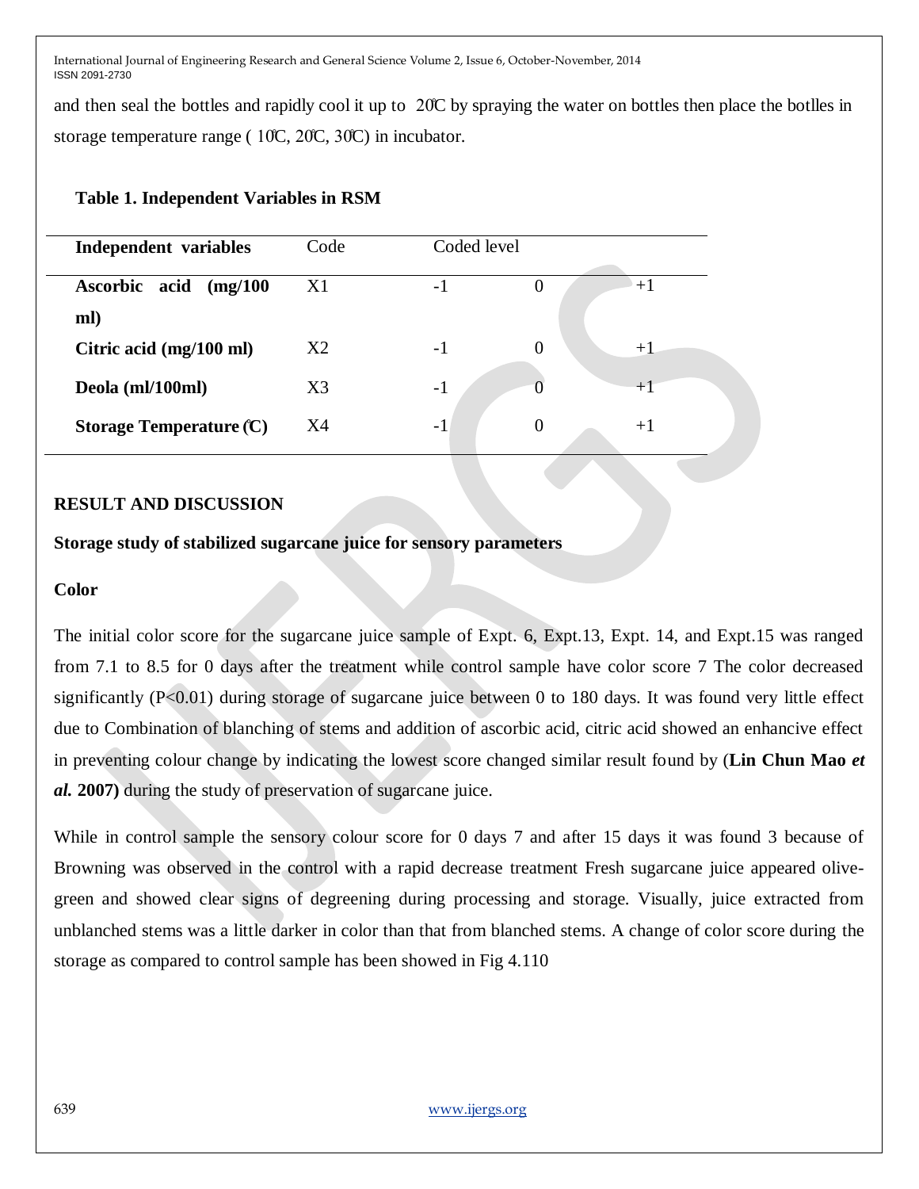and then seal the bottles and rapidly cool it up to 20℃ by spraying the water on bottles then place the botlles in storage temperature range ( 10℃, 20℃, 30℃) in incubator.

**Table 1. Independent Variables in RSM**

| **Independent variables** | Code | Coded level | | |
|---|---|---|---|---|
| **Ascorbic acid (mg/100 ml)** | X1 | -1 | 0 | +1 |
| **Citric acid (mg/100 ml)** | X2 | -1 | 0 | +1 |
| **Deola (ml/100ml)** | X3 | -1 | 0 | +1 |
| **Storage Temperature (℃)** | X4 | -1 | 0 | +1 |

## RESULT AND DISCUSSION

### Storage study of stabilized sugarcane juice for sensory parameters

#### Color

The initial color score for the sugarcane juice sample of Expt. 6, Expt.13, Expt. 14, and Expt.15 was ranged from 7.1 to 8.5 for 0 days after the treatment while control sample have color score 7 The color decreased significantly ($P<0.01$) during storage of sugarcane juice between 0 to 180 days. It was found very little effect due to Combination of blanching of stems and addition of ascorbic acid, citric acid showed an enhancive effect in preventing colour change by indicating the lowest score changed similar result found by (**Lin Chun Mao *et al.* 2007)** during the study of preservation of sugarcane juice.

While in control sample the sensory colour score for 0 days 7 and after 15 days it was found 3 because of Browning was observed in the control with a rapid decrease treatment Fresh sugarcane juice appeared olive-green and showed clear signs of degreening during processing and storage. Visually, juice extracted from unblanched stems was a little darker in color than that from blanched stems. A change of color score during the storage as compared to control sample has been showed in Fig 4.110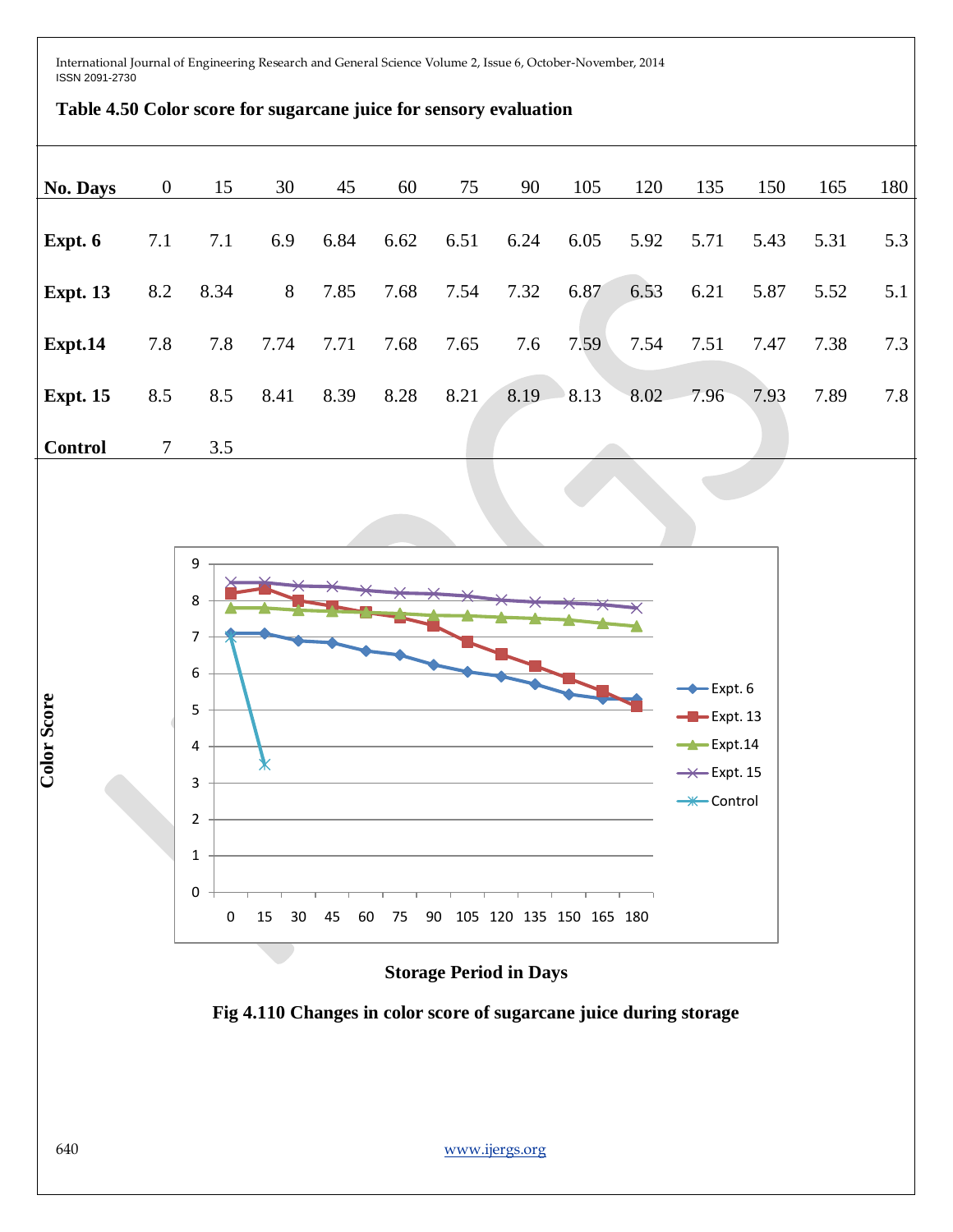**Table 4.50 Color score for sugarcane juice for sensory evaluation**

| No. Days | 0 | 15 | 30 | 45 | 60 | 75 | 90 | 105 | 120 | 135 | 150 | 165 | 180 |
|---|---|---|---|---|---|---|---|---|---|---|---|---|---|
| Expt. 6 | 7.1 | 7.1 | 6.9 | 6.84 | 6.62 | 6.51 | 6.24 | 6.05 | 5.92 | 5.71 | 5.43 | 5.31 | 5.3 |
| Expt. 13 | 8.2 | 8.34 | 8 | 7.85 | 7.68 | 7.54 | 7.32 | 6.87 | 6.53 | 6.21 | 5.87 | 5.52 | 5.1 |
| Expt.14 | 7.8 | 7.8 | 7.74 | 7.71 | 7.68 | 7.65 | 7.6 | 7.59 | 7.54 | 7.51 | 7.47 | 7.38 | 7.3 |
| Expt. 15 | 8.5 | 8.5 | 8.41 | 8.39 | 8.28 | 8.21 | 8.19 | 8.13 | 8.02 | 7.96 | 7.93 | 7.89 | 7.8 |
| Control | 7 | 3.5 | | | | | | | | | | | |

**Fig 4.110 Changes in color score of sugarcane juice during storage**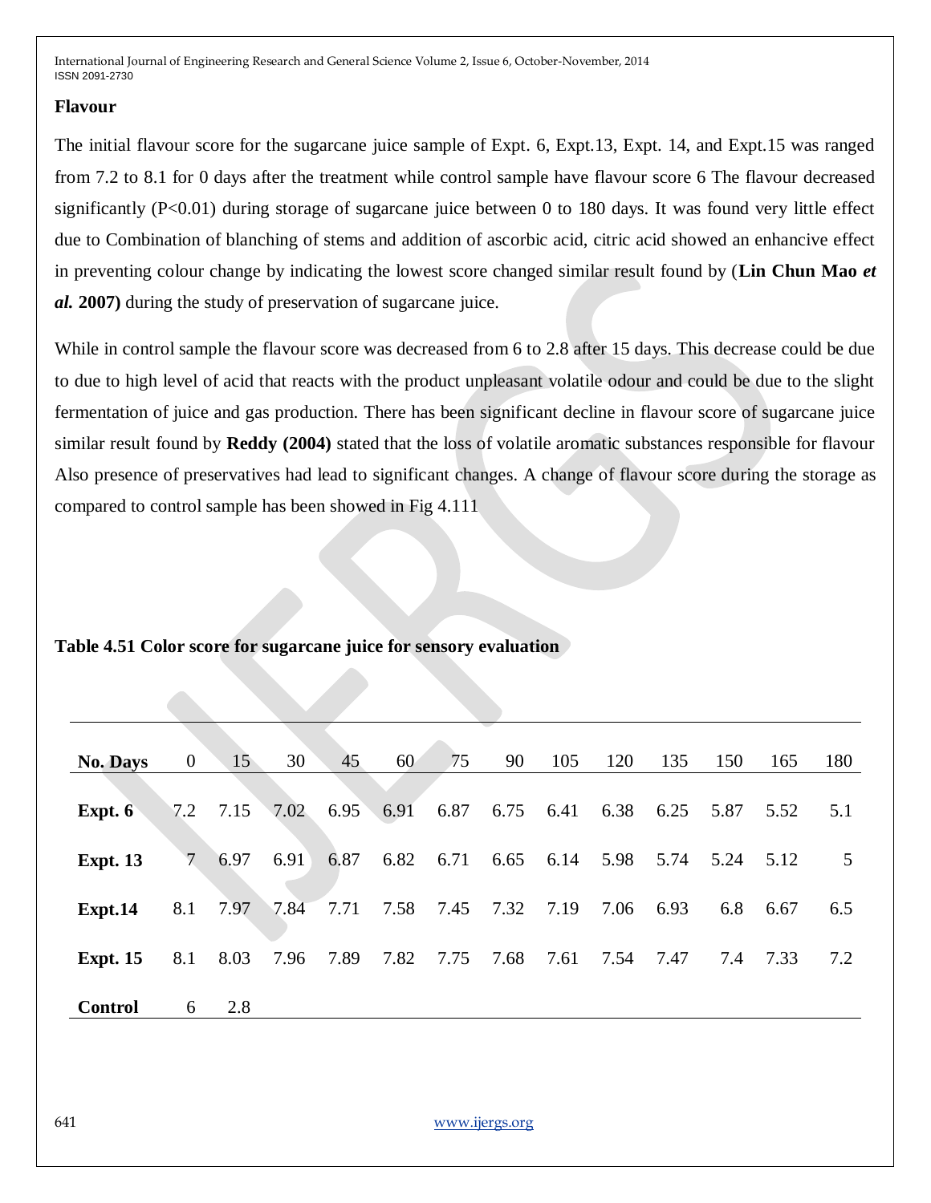### Flavour

The initial flavour score for the sugarcane juice sample of Expt. 6, Expt.13, Expt. 14, and Expt.15 was ranged from 7.2 to 8.1 for 0 days after the treatment while control sample have flavour score 6 The flavour decreased significantly ($P<0.01$) during storage of sugarcane juice between 0 to 180 days. It was found very little effect due to Combination of blanching of stems and addition of ascorbic acid, citric acid showed an enhancive effect in preventing colour change by indicating the lowest score changed similar result found by (**Lin Chun Mao *et al.* 2007)** during the study of preservation of sugarcane juice.

While in control sample the flavour score was decreased from 6 to 2.8 after 15 days. This decrease could be due to due to high level of acid that reacts with the product unpleasant volatile odour and could be due to the slight fermentation of juice and gas production. There has been significant decline in flavour score of sugarcane juice similar result found by **Reddy (2004)** stated that the loss of volatile aromatic substances responsible for flavour Also presence of preservatives had lead to significant changes. A change of flavour score during the storage as compared to control sample has been showed in Fig 4.111

**Table 4.51 Color score for sugarcane juice for sensory evaluation**

| No. Days | 0 | 15 | 30 | 45 | 60 | 75 | 90 | 105 | 120 | 135 | 150 | 165 | 180 |
|---|---|---|---|---|---|---|---|---|---|---|---|---|---|
| **Expt. 6** | 7.2 | 7.15 | 7.02 | 6.95 | 6.91 | 6.87 | 6.75 | 6.41 | 6.38 | 6.25 | 5.87 | 5.52 | 5.1 |
| **Expt. 13** | 7 | 6.97 | 6.91 | 6.87 | 6.82 | 6.71 | 6.65 | 6.14 | 5.98 | 5.74 | 5.24 | 5.12 | 5 |
| **Expt.14** | 8.1 | 7.97 | 7.84 | 7.71 | 7.58 | 7.45 | 7.32 | 7.19 | 7.06 | 6.93 | 6.8 | 6.67 | 6.5 |
| **Expt. 15** | 8.1 | 8.03 | 7.96 | 7.89 | 7.82 | 7.75 | 7.68 | 7.61 | 7.54 | 7.47 | 7.4 | 7.33 | 7.2 |
| **Control** | 6 | 2.8 | | | | | | | | | | | |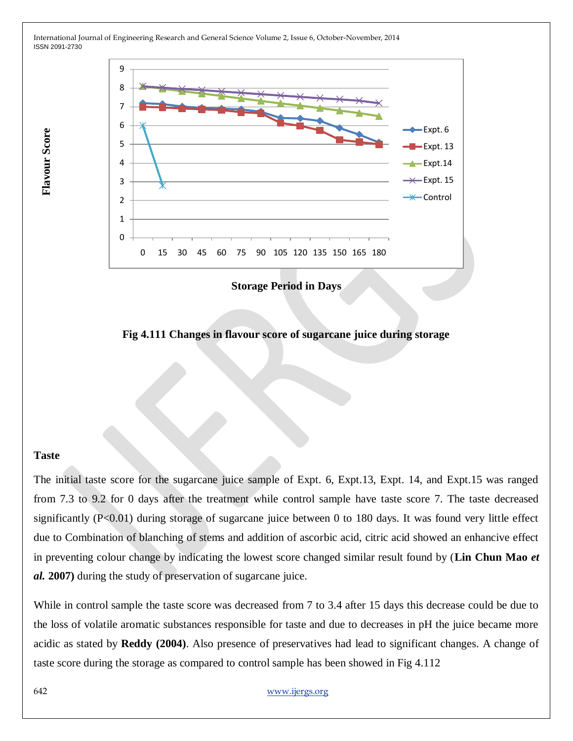**Storage Period in Days**

**Fig 4.111 Changes in flavour score of sugarcane juice during storage**

**Taste**

The initial taste score for the sugarcane juice sample of Expt. 6, Expt.13, Expt. 14, and Expt.15 was ranged from 7.3 to 9.2 for 0 days after the treatment while control sample have taste score 7. The taste decreased significantly ($P<0.01$) during storage of sugarcane juice between 0 to 180 days. It was found very little effect due to Combination of blanching of stems and addition of ascorbic acid, citric acid showed an enhancive effect in preventing colour change by indicating the lowest score changed similar result found by (**Lin Chun Mao *et al.* 2007)** during the study of preservation of sugarcane juice.

While in control sample the taste score was decreased from 7 to 3.4 after 15 days this decrease could be due to the loss of volatile aromatic substances responsible for taste and due to decreases in pH the juice became more acidic as stated by **Reddy (2004)**. Also presence of preservatives had lead to significant changes. A change of taste score during the storage as compared to control sample has been showed in Fig 4.112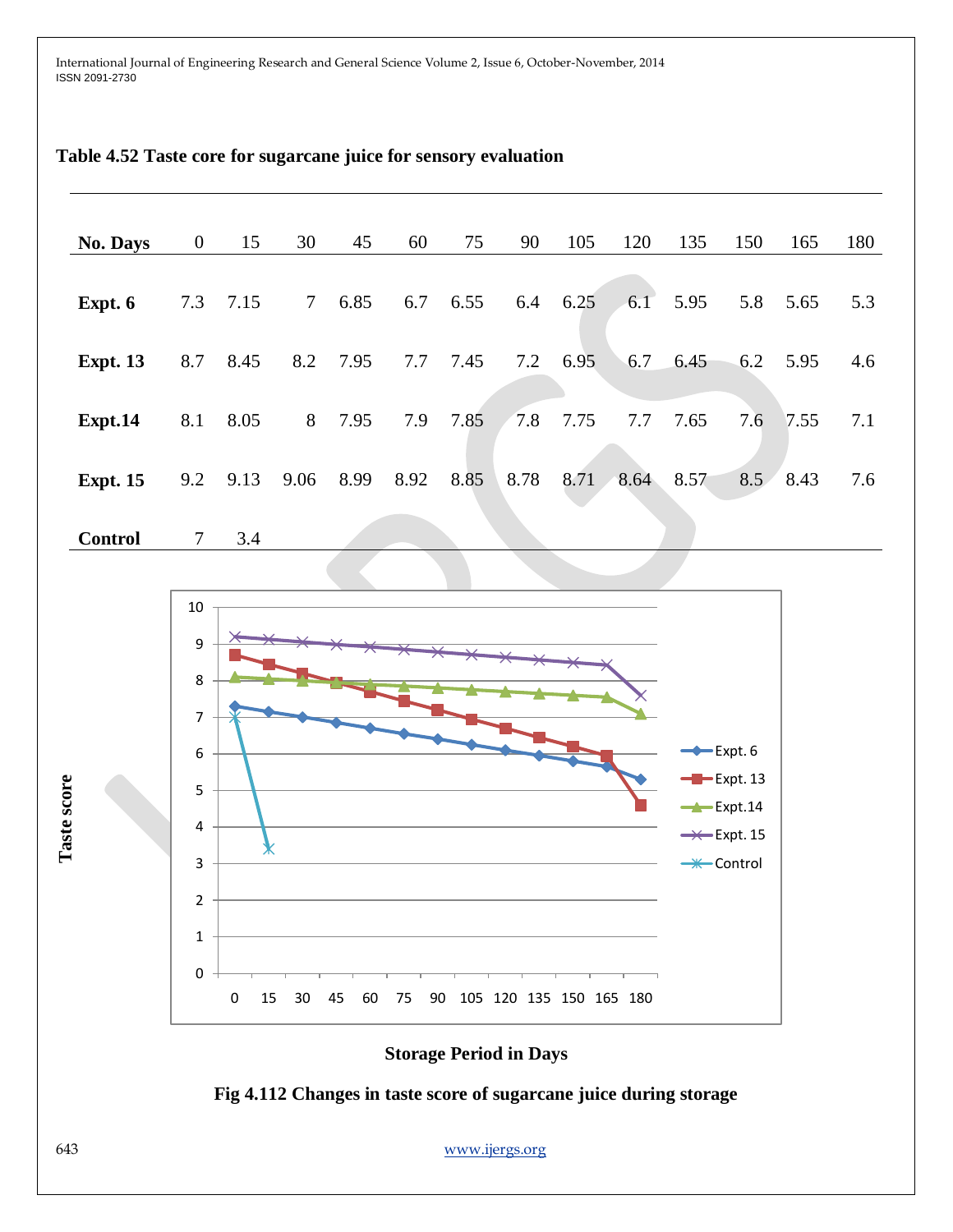**Table 4.52 Taste core for sugarcane juice for sensory evaluation**

| No. Days | 0 | 15 | 30 | 45 | 60 | 75 | 90 | 105 | 120 | 135 | 150 | 165 | 180 |
|---|---|---|---|---|---|---|---|---|---|---|---|---|---|
| **Expt. 6** | 7.3 | 7.15 | 7 | 6.85 | 6.7 | 6.55 | 6.4 | 6.25 | 6.1 | 5.95 | 5.8 | 5.65 | 5.3 |
| **Expt. 13** | 8.7 | 8.45 | 8.2 | 7.95 | 7.7 | 7.45 | 7.2 | 6.95 | 6.7 | 6.45 | 6.2 | 5.95 | 4.6 |
| **Expt.14** | 8.1 | 8.05 | 8 | 7.95 | 7.9 | 7.85 | 7.8 | 7.75 | 7.7 | 7.65 | 7.6 | 7.55 | 7.1 |
| **Expt. 15** | 9.2 | 9.13 | 9.06 | 8.99 | 8.92 | 8.85 | 8.78 | 8.71 | 8.64 | 8.57 | 8.5 | 8.43 | 7.6 |
| **Control** | 7 | 3.4 | | | | | | | | | | | |

**Fig 4.112 Changes in taste score of sugarcane juice during storage**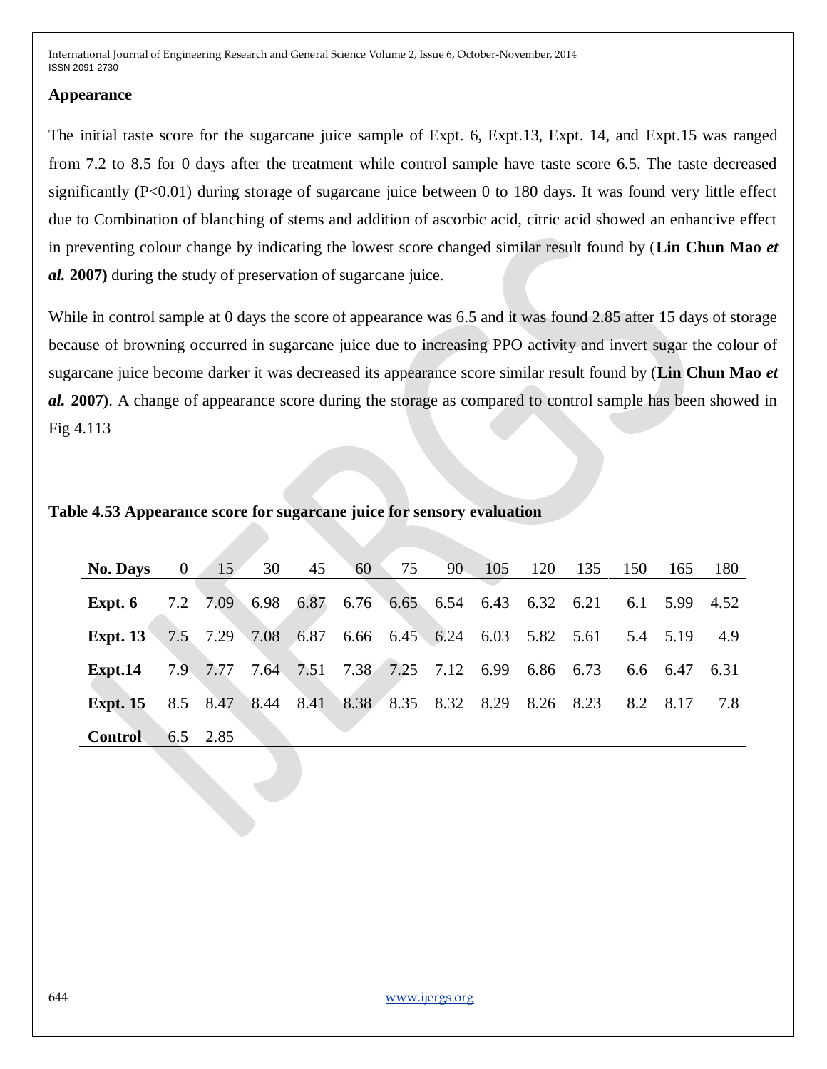## Appearance

The initial taste score for the sugarcane juice sample of Expt. 6, Expt.13, Expt. 14, and Expt.15 was ranged from 7.2 to 8.5 for 0 days after the treatment while control sample have taste score 6.5. The taste decreased significantly ($P<0.01$) during storage of sugarcane juice between 0 to 180 days. It was found very little effect due to Combination of blanching of stems and addition of ascorbic acid, citric acid showed an enhancive effect in preventing colour change by indicating the lowest score changed similar result found by (**Lin Chun Mao *et al.* 2007)** during the study of preservation of sugarcane juice.

While in control sample at 0 days the score of appearance was 6.5 and it was found 2.85 after 15 days of storage because of browning occurred in sugarcane juice due to increasing PPO activity and invert sugar the colour of sugarcane juice become darker it was decreased its appearance score similar result found by (**Lin Chun Mao *et al.* 2007)**. A change of appearance score during the storage as compared to control sample has been showed in Fig 4.113

**Table 4.53 Appearance score for sugarcane juice for sensory evaluation**

| No. Days | 0 | 15 | 30 | 45 | 60 | 75 | 90 | 105 | 120 | 135 | 150 | 165 | 180 |
|---|---|---|---|---|---|---|---|---|---|---|---|---|---|
| **Expt. 6** | 7.2 | 7.09 | 6.98 | 6.87 | 6.76 | 6.65 | 6.54 | 6.43 | 6.32 | 6.21 | 6.1 | 5.99 | 4.52 |
| **Expt. 13** | 7.5 | 7.29 | 7.08 | 6.87 | 6.66 | 6.45 | 6.24 | 6.03 | 5.82 | 5.61 | 5.4 | 5.19 | 4.9 |
| **Expt.14** | 7.9 | 7.77 | 7.64 | 7.51 | 7.38 | 7.25 | 7.12 | 6.99 | 6.86 | 6.73 | 6.6 | 6.47 | 6.31 |
| **Expt. 15** | 8.5 | 8.47 | 8.44 | 8.41 | 8.38 | 8.35 | 8.32 | 8.29 | 8.26 | 8.23 | 8.2 | 8.17 | 7.8 |
| **Control** | 6.5 | 2.85 | | | | | | | | | | | |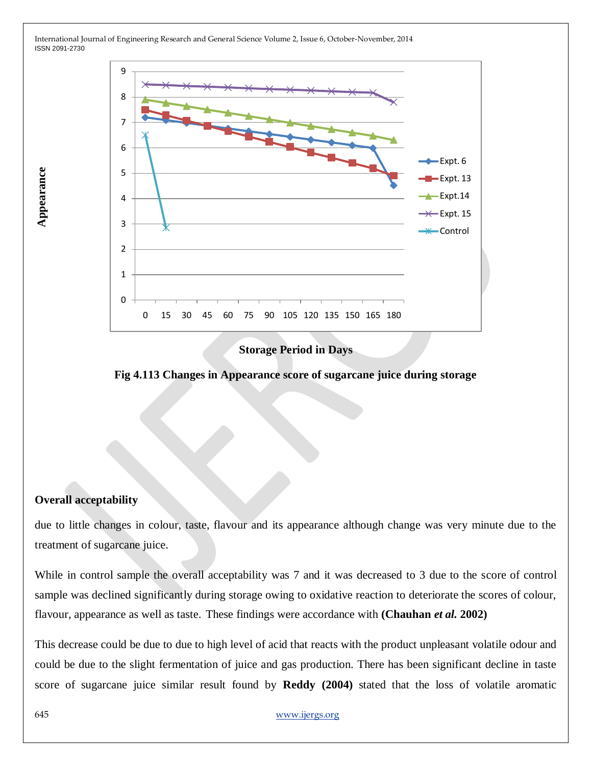Storage Period in Days

**Fig 4.113 Changes in Appearance score of sugarcane juice during storage**

**Overall acceptability**

due to little changes in colour, taste, flavour and its appearance although change was very minute due to the treatment of sugarcane juice.

While in control sample the overall acceptability was 7 and it was decreased to 3 due to the score of control sample was declined significantly during storage owing to oxidative reaction to deteriorate the scores of colour, flavour, appearance as well as taste. These findings were accordance with **(Chauhan *et al.* 2002)**

This decrease could be due to due to high level of acid that reacts with the product unpleasant volatile odour and could be due to the slight fermentation of juice and gas production. There has been significant decline in taste score of sugarcane juice similar result found by **Reddy (2004)** stated that the loss of volatile aromatic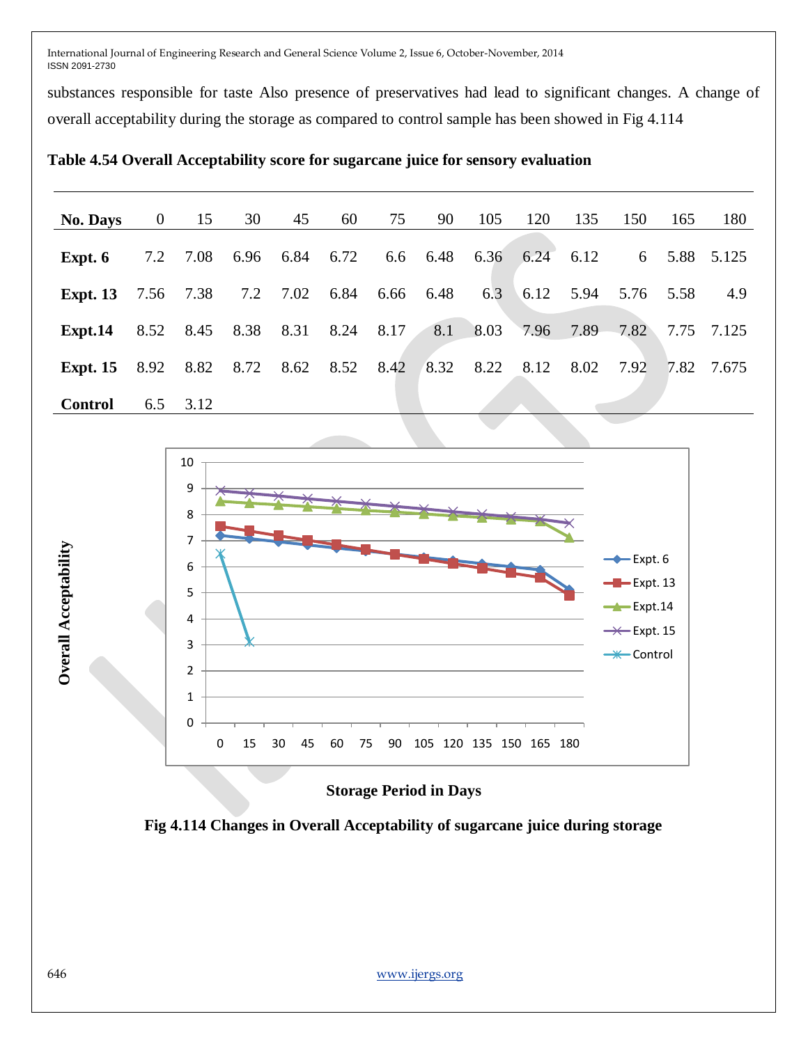substances responsible for taste Also presence of preservatives had lead to significant changes. A change of overall acceptability during the storage as compared to control sample has been showed in Fig 4.114

**Table 4.54 Overall Acceptability score for sugarcane juice for sensory evaluation**

| No. Days | 0 | 15 | 30 | 45 | 60 | 75 | 90 | 105 | 120 | 135 | 150 | 165 | 180 |
|---|---|---|---|---|---|---|---|---|---|---|---|---|---|
| **Expt. 6** | 7.2 | 7.08 | 6.96 | 6.84 | 6.72 | 6.6 | 6.48 | 6.36 | 6.24 | 6.12 | 6 | 5.88 | 5.125 |
| **Expt. 13** | 7.56 | 7.38 | 7.2 | 7.02 | 6.84 | 6.66 | 6.48 | 6.3 | 6.12 | 5.94 | 5.76 | 5.58 | 4.9 |
| **Expt.14** | 8.52 | 8.45 | 8.38 | 8.31 | 8.24 | 8.17 | 8.1 | 8.03 | 7.96 | 7.89 | 7.82 | 7.75 | 7.125 |
| **Expt. 15** | 8.92 | 8.82 | 8.72 | 8.62 | 8.52 | 8.42 | 8.32 | 8.22 | 8.12 | 8.02 | 7.92 | 7.82 | 7.675 |
| **Control** | 6.5 | 3.12 | | | | | | | | | | | |

**Fig 4.114 Changes in Overall Acceptability of sugarcane juice during storage**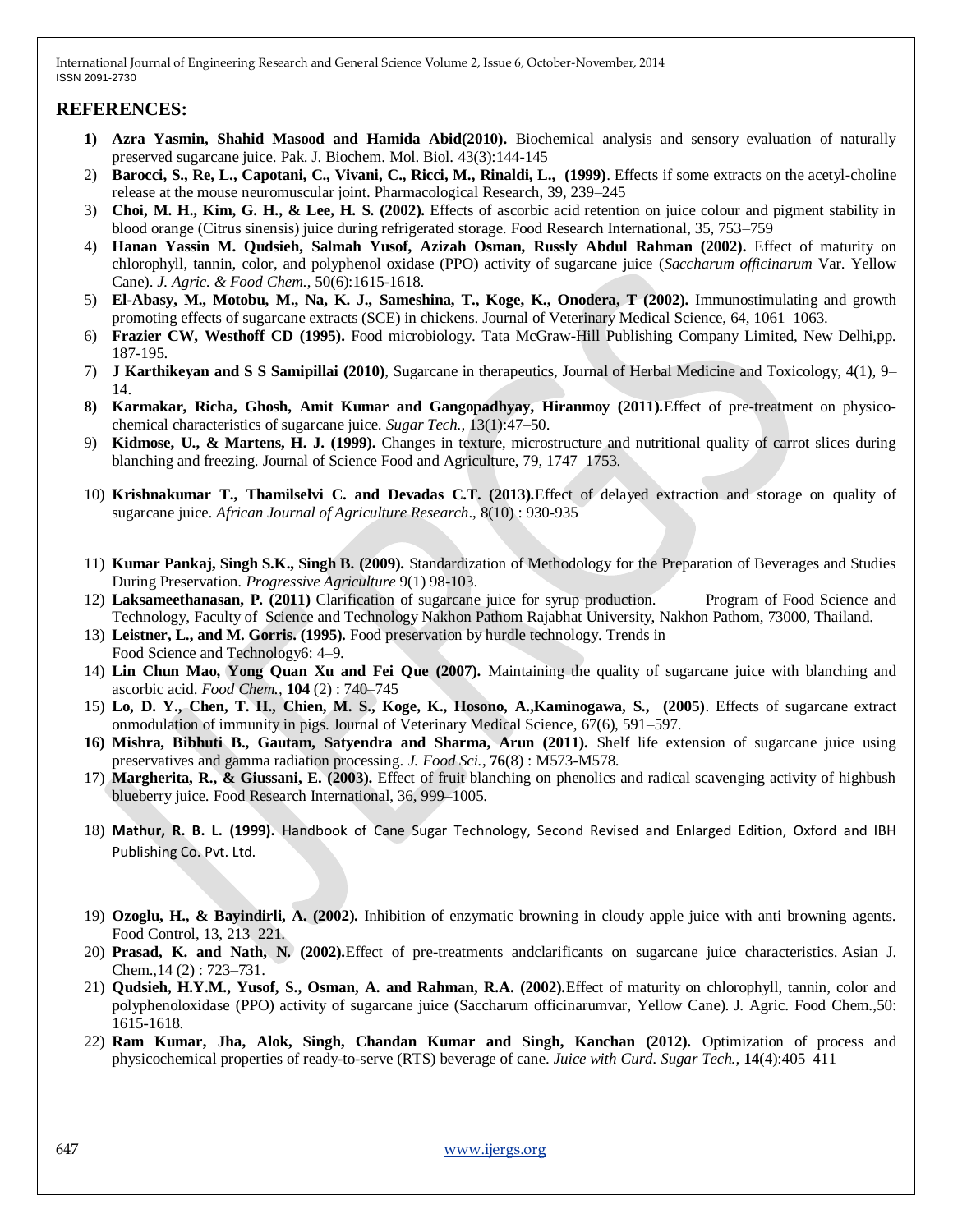## REFERENCES:

1) **Azra Yasmin, Shahid Masood and Hamida Abid(2010).** Biochemical analysis and sensory evaluation of naturally preserved sugarcane juice. Pak. J. Biochem. Mol. Biol. 43(3):144-145
2) **Barocci, S., Re, L., Capotani, C., Vivani, C., Ricci, M., Rinaldi, L., (1999)**. Effects if some extracts on the acetyl-choline release at the mouse neuromuscular joint. Pharmacological Research, 39, 239–245
3) **Choi, M. H., Kim, G. H., & Lee, H. S. (2002).** Effects of ascorbic acid retention on juice colour and pigment stability in blood orange (Citrus sinensis) juice during refrigerated storage. Food Research International, 35, 753–759
4) **Hanan Yassin M. Qudsieh, Salmah Yusof, Azizah Osman, Russly Abdul Rahman (2002).** Effect of maturity on chlorophyll, tannin, color, and polyphenol oxidase (PPO) activity of sugarcane juice (*Saccharum officinarum* Var. Yellow Cane). *J. Agric. & Food Chem.*, 50(6):1615-1618.
5) **El-Abasy, M., Motobu, M., Na, K. J., Sameshina, T., Koge, K., Onodera, T (2002).** Immunostimulating and growth promoting effects of sugarcane extracts (SCE) in chickens. Journal of Veterinary Medical Science, 64, 1061–1063.
6) **Frazier CW, Westhoff CD (1995).** Food microbiology. Tata McGraw-Hill Publishing Company Limited, New Delhi,pp. 187-195.
7) **J Karthikeyan and S S Samipillai (2010)**, Sugarcane in therapeutics, Journal of Herbal Medicine and Toxicology, 4(1), 9–14.
8) **Karmakar, Richa, Ghosh, Amit Kumar and Gangopadhyay, Hiranmoy (2011).**Effect of pre-treatment on physico-chemical characteristics of sugarcane juice. *Sugar Tech.*, 13(1):47–50.
9) **Kidmose, U., & Martens, H. J. (1999).** Changes in texture, microstructure and nutritional quality of carrot slices during blanching and freezing. Journal of Science Food and Agriculture, 79, 1747–1753.
10) **Krishnakumar T., Thamilselvi C. and Devadas C.T. (2013).**Effect of delayed extraction and storage on quality of sugarcane juice. *African Journal of Agriculture Research*., 8(10) : 930-935
11) **Kumar Pankaj, Singh S.K., Singh B. (2009).** Standardization of Methodology for the Preparation of Beverages and Studies During Preservation. *Progressive Agriculture* 9(1) 98-103.
12) **Laksameethanasan, P. (2011)** Clarification of sugarcane juice for syrup production. Program of Food Science and Technology, Faculty of Science and Technology Nakhon Pathom Rajabhat University, Nakhon Pathom, 73000, Thailand.
13) **Leistner, L., and M. Gorris. (1995).** Food preservation by hurdle technology. Trends in Food Science and Technology6: 4–9.
14) **Lin Chun Mao, Yong Quan Xu and Fei Que (2007).** Maintaining the quality of sugarcane juice with blanching and ascorbic acid. *Food Chem.*, **104** (2) : 740–745
15) **Lo, D. Y., Chen, T. H., Chien, M. S., Koge, K., Hosono, A.,Kaminogawa, S., (2005)**. Effects of sugarcane extract onmodulation of immunity in pigs. Journal of Veterinary Medical Science, 67(6), 591–597.
16) **Mishra, Bibhuti B., Gautam, Satyendra and Sharma, Arun (2011).** Shelf life extension of sugarcane juice using preservatives and gamma radiation processing. *J. Food Sci.*, **76**(8) : M573-M578.
17) **Margherita, R., & Giussani, E. (2003).** Effect of fruit blanching on phenolics and radical scavenging activity of highbush blueberry juice. Food Research International, 36, 999–1005.
18) **Mathur, R. B. L. (1999).** Handbook of Cane Sugar Technology, Second Revised and Enlarged Edition, Oxford and IBH Publishing Co. Pvt. Ltd.
19) **Ozoglu, H., & Bayindirli, A. (2002).** Inhibition of enzymatic browning in cloudy apple juice with anti browning agents. Food Control, 13, 213–221.
20) **Prasad, K. and Nath, N. (2002).**Effect of pre-treatments andclarificants on sugarcane juice characteristics. Asian J. Chem.,14 (2) : 723–731.
21) **Qudsieh, H.Y.M., Yusof, S., Osman, A. and Rahman, R.A. (2002).**Effect of maturity on chlorophyll, tannin, color and polyphenoloxidase (PPO) activity of sugarcane juice (Saccharum officinarumvar, Yellow Cane). J. Agric. Food Chem.,50: 1615-1618.
22) **Ram Kumar, Jha, Alok, Singh, Chandan Kumar and Singh, Kanchan (2012).** Optimization of process and physicochemical properties of ready-to-serve (RTS) beverage of cane. *Juice with Curd. Sugar Tech.*, **14**(4):405–411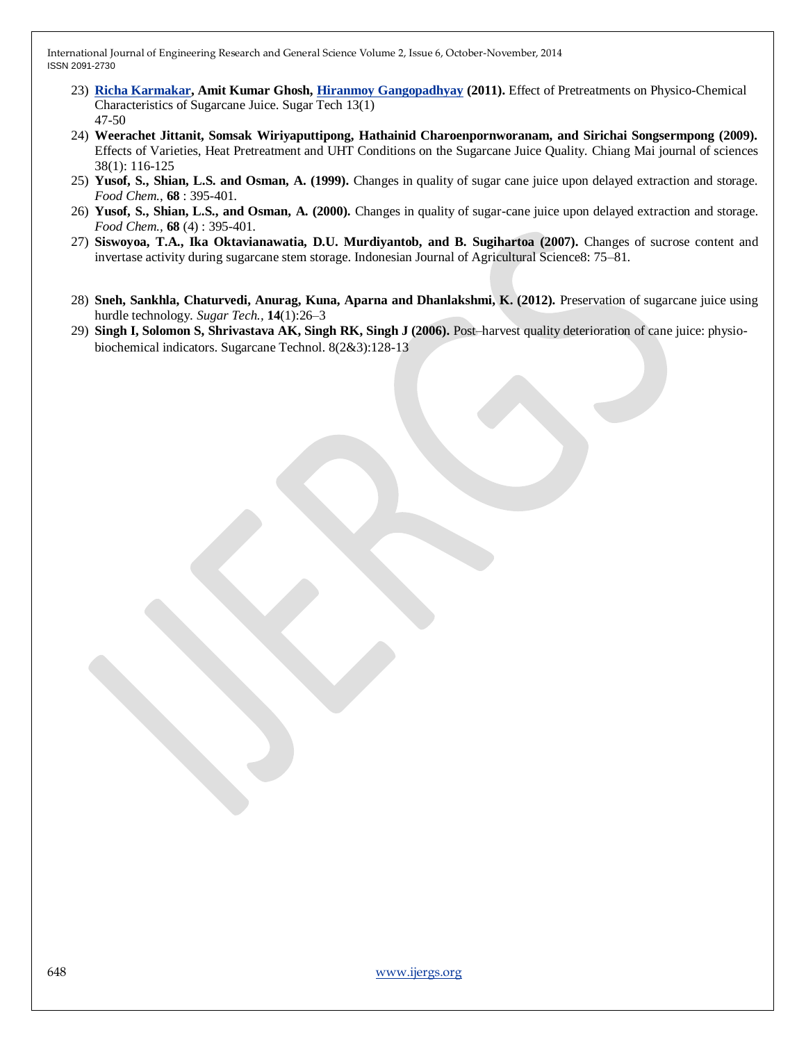23) **Richa Karmakar, Amit Kumar Ghosh, Hiranmoy Gangopadhyay (2011).** Effect of Pretreatments on Physico-Chemical Characteristics of Sugarcane Juice. Sugar Tech 13(1) 47-50
24) **Weerachet Jittanit, Somsak Wiriyaputtipong, Hathainid Charoenpornworanam, and Sirichai Songsermpong (2009).** Effects of Varieties, Heat Pretreatment and UHT Conditions on the Sugarcane Juice Quality. Chiang Mai journal of sciences 38(1): 116-125
25) **Yusof, S., Shian, L.S. and Osman, A. (1999).** Changes in quality of sugar cane juice upon delayed extraction and storage. *Food Chem.*, **68** : 395-401.
26) **Yusof, S., Shian, L.S., and Osman, A. (2000).** Changes in quality of sugar-cane juice upon delayed extraction and storage. *Food Chem.*, **68** (4) : 395-401.
27) **Siswoyoa, T.A., Ika Oktavianawatia, D.U. Murdiyantob, and B. Sugihartoa (2007).** Changes of sucrose content and invertase activity during sugarcane stem storage. Indonesian Journal of Agricultural Science8: 75–81.
28) **Sneh, Sankhla, Chaturvedi, Anurag, Kuna, Aparna and Dhanlakshmi, K. (2012).** Preservation of sugarcane juice using hurdle technology. *Sugar Tech.*, **14**(1):26–3
29) **Singh I, Solomon S, Shrivastava AK, Singh RK, Singh J (2006).** Post–harvest quality deterioration of cane juice: physio-biochemical indicators. Sugarcane Technol. 8(2&3):128-13